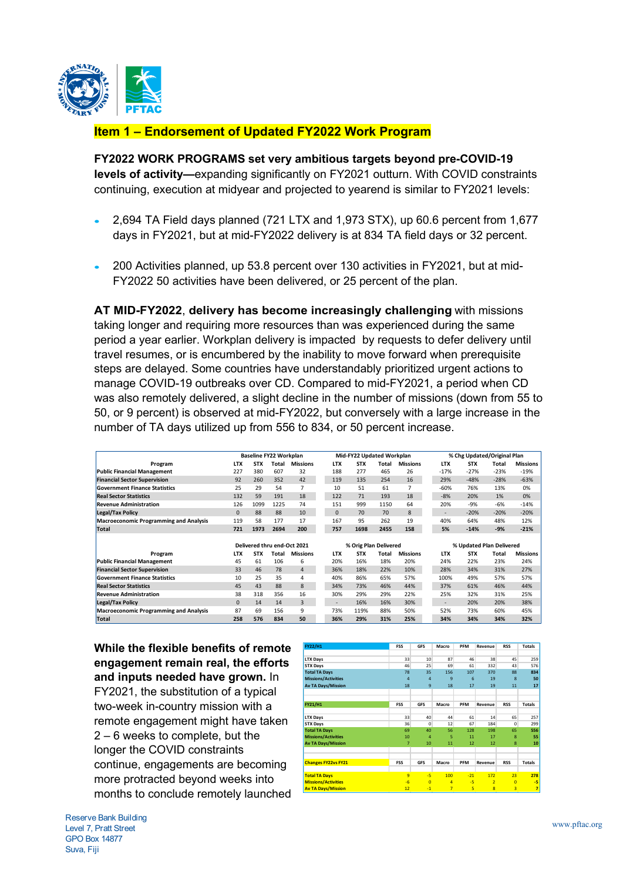## Item 1 – Endorsement of Updated FY2022 Work Program

**FY2022 WORK PROGRAMS set very ambitious targets beyond pre-COVID-19 levels of activity—**expanding significantly on FY2021 outturn. With COVID constraints continuing, execution at midyear and projected to yearend is similar to FY2021 levels:

- 2,694 TA Field days planned (721 LTX and 1,973 STX), up 60.6 percent from 1,677 days in FY2021, but at mid-FY2022 delivery is at 834 TA field days or 32 percent.
- 200 Activities planned, up 53.8 percent over 130 activities in FY2021, but at mid-FY2022 50 activities have been delivered, or 25 percent of the plan.

**AT MID-FY2022**, **delivery has become increasingly challenging** with missions taking longer and requiring more resources than was experienced during the same period a year earlier. Workplan delivery is impacted by requests to defer delivery until travel resumes, or is encumbered by the inability to move forward when prerequisite steps are delayed. Some countries have understandably prioritized urgent actions to manage COVID-19 outbreaks over CD. Compared to mid-FY2021, a period when CD was also remotely delivered, a slight decline in the number of missions (down from 55 to 50, or 9 percent) is observed at mid-FY2022, but conversely with a large increase in the number of TA days utilized up from 556 to 834, or 50 percent increase.

| | Baseline FY22 Workplan | | | | Mid-FY22 Updated Workplan | | | | % Chg Updated/Original Plan | | | |
|---|---|---|---|---|---|---|---|---|---|---|---|---|
| Program | LTX | STX | Total | Missions | LTX | STX | Total | Missions | LTX | STX | Total | Missions |
| Public Financial Management | 227 | 380 | 607 | 32 | 188 | 277 | 465 | 26 | -17% | -27% | -23% | -19% |
| Financial Sector Supervision | 92 | 260 | 352 | 42 | 119 | 135 | 254 | 16 | 29% | -48% | -28% | -63% |
| Government Finance Statistics | 25 | 29 | 54 | 7 | 10 | 51 | 61 | 7 | -60% | 76% | 13% | 0% |
| Real Sector Statistics | 132 | 59 | 191 | 18 | 122 | 71 | 193 | 18 | -8% | 20% | 1% | 0% |
| Revenue Administration | 126 | 1099 | 1225 | 74 | 151 | 999 | 1150 | 64 | 20% | -9% | -6% | -14% |
| Legal/Tax Policy | 0 | 88 | 88 | 10 | 0 | 70 | 70 | 8 | - | -20% | -20% | -20% |
| Macroeconomic Programming and Analysis | 119 | 58 | 177 | 17 | 167 | 95 | 262 | 19 | 40% | 64% | 48% | 12% |
| Total | 721 | 1973 | 2694 | 200 | 757 | 1698 | 2455 | 158 | 5% | -14% | -9% | -21% |

| | Delivered thru end-Oct 2021 | | | | % Orig Plan Delivered | | | | % Updated Plan Delivered | | | |
|---|---|---|---|---|---|---|---|---|---|---|---|---|
| Program | LTX | STX | Total | Missions | LTX | STX | Total | Missions | LTX | STX | Total | Missions |
| Public Financial Management | 45 | 61 | 106 | 6 | 20% | 16% | 18% | 20% | 24% | 22% | 23% | 24% |
| Financial Sector Supervision | 33 | 46 | 78 | 4 | 36% | 18% | 22% | 10% | 28% | 34% | 31% | 27% |
| Government Finance Statistics | 10 | 25 | 35 | 4 | 40% | 86% | 65% | 57% | 100% | 49% | 57% | 57% |
| Real Sector Statistics | 45 | 43 | 88 | 8 | 34% | 73% | 46% | 44% | 37% | 61% | 46% | 44% |
| Revenue Administration | 38 | 318 | 356 | 16 | 30% | 29% | 29% | 22% | 25% | 32% | 31% | 25% |
| Legal/Tax Policy | 0 | 14 | 14 | 3 | - | 16% | 16% | 30% | - | 20% | 20% | 38% |
| Macroeconomic Programming and Analysis | 87 | 69 | 156 | 9 | 73% | 119% | 88% | 50% | 52% | 73% | 60% | 45% |
| Total | 258 | 576 | 834 | 50 | 36% | 29% | 31% | 25% | 34% | 34% | 34% | 32% |

**While the flexible benefits of remote engagement remain real, the efforts and inputs needed have grown.** In FY2021, the substitution of a typical two-week in-country mission with a remote engagement might have taken 2 – 6 weeks to complete, but the longer the COVID constraints continue, engagements are becoming more protracted beyond weeks into months to conclude remotely launched

| FY22/H1 | FSS | GFS | Macro | PFM | Revenue | RSS | Totals |
|---|---|---|---|---|---|---|---|
| LTX Days | 33 | 10 | 87 | 46 | 38 | 45 | 259 |
| STX Days | 46 | 25 | 69 | 61 | 332 | 43 | 576 |
| Total TA Days | 78 | 35 | 156 | 107 | 370 | 88 | 834 |
| Missions/Activities | 4 | 4 | 9 | 6 | 19 | 8 | 50 |
| Av TA Days/Mission | 18 | 9 | 18 | 17 | 19 | 11 | 17 |

| FY21/H1 | FSS | GFS | Macro | PFM | Revenue | RSS | Totals |
|---|---|---|---|---|---|---|---|
| LTX Days | 33 | 40 | 44 | 61 | 14 | 65 | 257 |
| STX Days | 36 | 0 | 12 | 67 | 184 | 0 | 299 |
| Total TA Days | 69 | 40 | 56 | 128 | 198 | 65 | 556 |
| Missions/Activities | 10 | 4 | 5 | 11 | 17 | 8 | 55 |
| Av TA Days/Mission | 7 | 10 | 11 | 12 | 12 | 8 | 10 |

| Changes FY22vs FY21 | FSS | GFS | Macro | PFM | Revenue | RSS | Totals |
|---|---|---|---|---|---|---|---|
| Total TA Days | 9 | -5 | 100 | -21 | 172 | 23 | 278 |
| Missions/Activities | -6 | 0 | 4 | -5 | 2 | 0 | -5 |
| Av TA Days/Mission | 12 | -1 | 7 | 5 | 8 | 3 | 7 |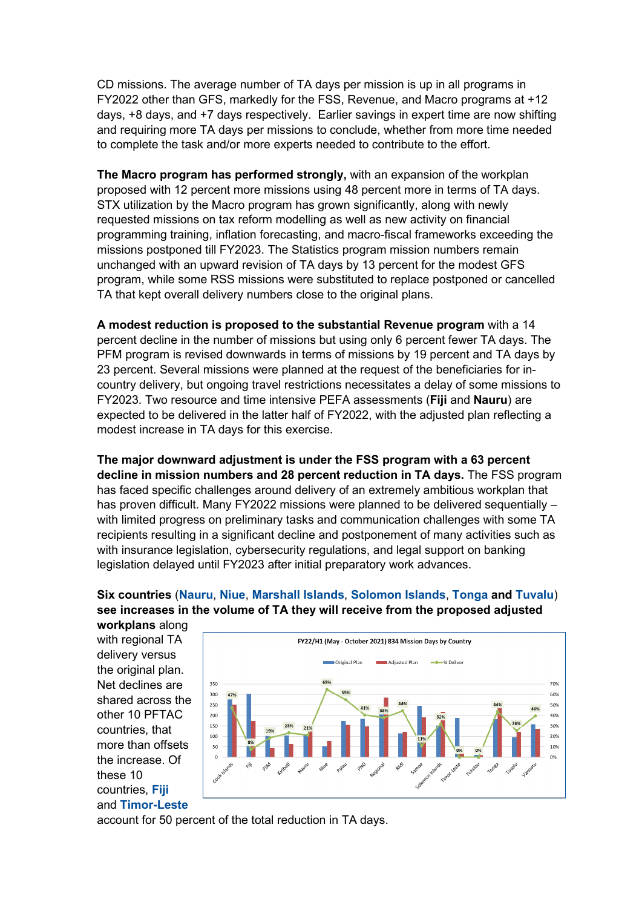CD missions. The average number of TA days per mission is up in all programs in FY2022 other than GFS, markedly for the FSS, Revenue, and Macro programs at +12 days, +8 days, and +7 days respectively. Earlier savings in expert time are now shifting and requiring more TA days per missions to conclude, whether from more time needed to complete the task and/or more experts needed to contribute to the effort.

**The Macro program has performed strongly,** with an expansion of the workplan proposed with 12 percent more missions using 48 percent more in terms of TA days. STX utilization by the Macro program has grown significantly, along with newly requested missions on tax reform modelling as well as new activity on financial programming training, inflation forecasting, and macro-fiscal frameworks exceeding the missions postponed till FY2023. The Statistics program mission numbers remain unchanged with an upward revision of TA days by 13 percent for the modest GFS program, while some RSS missions were substituted to replace postponed or cancelled TA that kept overall delivery numbers close to the original plans.

**A modest reduction is proposed to the substantial Revenue program** with a 14 percent decline in the number of missions but using only 6 percent fewer TA days. The PFM program is revised downwards in terms of missions by 19 percent and TA days by 23 percent. Several missions were planned at the request of the beneficiaries for in-country delivery, but ongoing travel restrictions necessitates a delay of some missions to FY2023. Two resource and time intensive PEFA assessments (**Fiji** and **Nauru**) are expected to be delivered in the latter half of FY2022, with the adjusted plan reflecting a modest increase in TA days for this exercise.

**The major downward adjustment is under the FSS program with a 63 percent decline in mission numbers and 28 percent reduction in TA days.** The FSS program has faced specific challenges around delivery of an extremely ambitious workplan that has proven difficult. Many FY2022 missions were planned to be delivered sequentially – with limited progress on preliminary tasks and communication challenges with some TA recipients resulting in a significant decline and postponement of many activities such as with insurance legislation, cybersecurity regulations, and legal support on banking legislation delayed until FY2023 after initial preparatory work advances.

**Six countries (Nauru, Niue, Marshall Islands, Solomon Islands, Tonga and Tuvalu) see increases in the volume of TA they will receive from the proposed adjusted workplans** along with regional TA delivery versus the original plan. Net declines are shared across the other 10 PFTAC countries, that more than offsets the increase. Of these 10 countries, **Fiji** and **Timor-Leste** account for 50 percent of the total reduction in TA days.

FY22/H1 (May - October 2021) 834 Mission Days by Country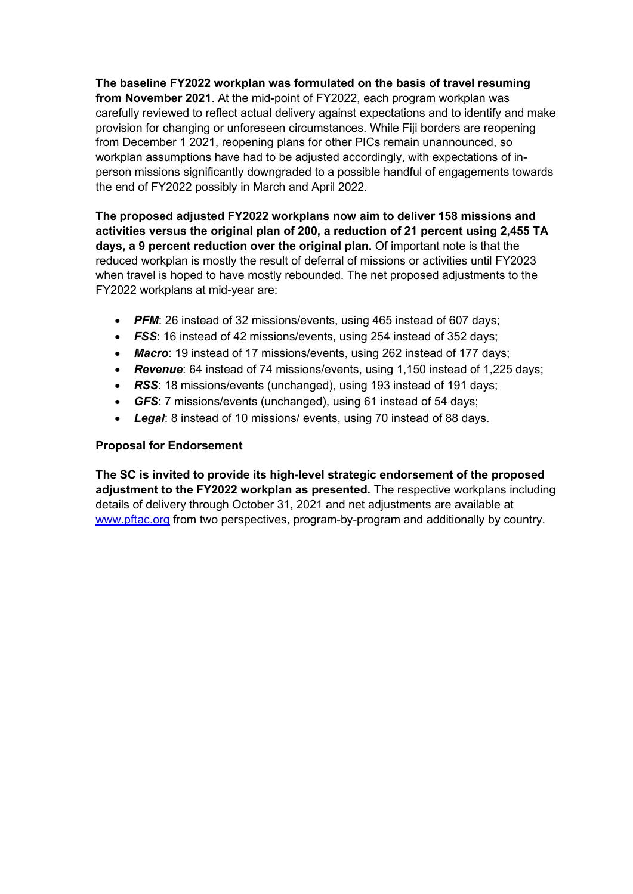**The baseline FY2022 workplan was formulated on the basis of travel resuming from November 2021**. At the mid-point of FY2022, each program workplan was carefully reviewed to reflect actual delivery against expectations and to identify and make provision for changing or unforeseen circumstances. While Fiji borders are reopening from December 1 2021, reopening plans for other PICs remain unannounced, so workplan assumptions have had to be adjusted accordingly, with expectations of in-person missions significantly downgraded to a possible handful of engagements towards the end of FY2022 possibly in March and April 2022.

**The proposed adjusted FY2022 workplans now aim to deliver 158 missions and activities versus the original plan of 200, a reduction of 21 percent using 2,455 TA days, a 9 percent reduction over the original plan.** Of important note is that the reduced workplan is mostly the result of deferral of missions or activities until FY2023 when travel is hoped to have mostly rebounded. The net proposed adjustments to the FY2022 workplans at mid-year are:

- ***PFM***: 26 instead of 32 missions/events, using 465 instead of 607 days;
- ***FSS***: 16 instead of 42 missions/events, using 254 instead of 352 days;
- ***Macro***: 19 instead of 17 missions/events, using 262 instead of 177 days;
- ***Revenue***: 64 instead of 74 missions/events, using 1,150 instead of 1,225 days;
- ***RSS***: 18 missions/events (unchanged), using 193 instead of 191 days;
- ***GFS***: 7 missions/events (unchanged), using 61 instead of 54 days;
- ***Legal***: 8 instead of 10 missions/ events, using 70 instead of 88 days.

**Proposal for Endorsement**

**The SC is invited to provide its high-level strategic endorsement of the proposed adjustment to the FY2022 workplan as presented.** The respective workplans including details of delivery through October 31, 2021 and net adjustments are available at www.pftac.org from two perspectives, program-by-program and additionally by country.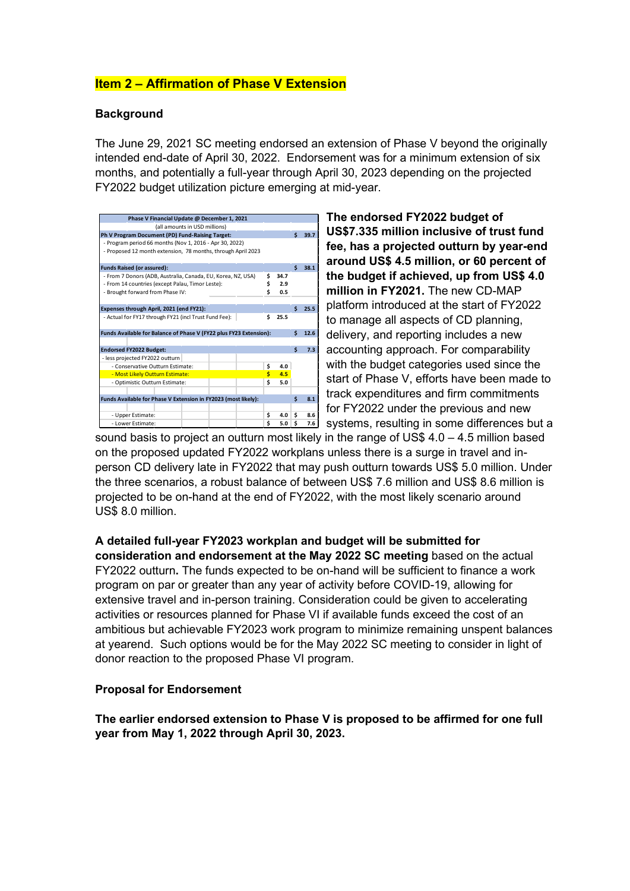## Item 2 – Affirmation of Phase V Extension

### Background

The June 29, 2021 SC meeting endorsed an extension of Phase V beyond the originally intended end-date of April 30, 2022. Endorsement was for a minimum extension of six months, and potentially a full-year through April 30, 2023 depending on the projected FY2022 budget utilization picture emerging at mid-year.

| Phase V Financial Update @ December 1, 2021 (all amounts in USD millions) | | |
|---|---|---|
| **Ph V Program Document (PD) Fund-Raising Target:** | | $ 39.7 |
| - Program period 66 months (Nov 1, 2016 - Apr 30, 2022) | | |
| - Proposed 12 month extension, 78 months, through April 2023 | | |
| | | |
| **Funds Raised (or assured):** | | $ 38.1 |
| - From 7 Donors (ADB, Australia, Canada, EU, Korea, NZ, USA) | $ 34.7 | |
| - From 14 countries (except Palau, Timor Leste): | $ 2.9 | |
| - Brought forward from Phase IV: | $ 0.5 | |
| | | |
| **Expenses through April, 2021 (end FY21):** | | $ 25.5 |
| - Actual for FY17 through FY21 (incl Trust Fund Fee): | $ 25.5 | |
| | | |
| **Funds Available for Balance of Phase V (FY22 plus FY23 Extension):** | | $ 12.6 |
| | | |
| **Endorsed FY2022 Budget:** | | $ 7.3 |
| - less projected FY2022 outturn | | |
| - Conservative Outturn Estimate: | $ 4.0 | |
| - Most Likely Outturn Estimate: | $ 4.5 | |
| - Optimistic Outturn Estimate: | $ 5.0 | |
| | | |
| **Funds Available for Phase V Extension in FY2023 (most likely):** | | $ 8.1 |
| | | |
| - Upper Estimate: | $ 4.0 | $ 8.6 |
| - Lower Estimate: | $ 5.0 | $ 7.6 |

**The endorsed FY2022 budget of US$7.335 million inclusive of trust fund fee, has a projected outturn by year-end around US$ 4.5 million, or 60 percent of the budget if achieved, up from US$ 4.0 million in FY2021.** The new CD-MAP platform introduced at the start of FY2022 to manage all aspects of CD planning, delivery, and reporting includes a new accounting approach. For comparability with the budget categories used since the start of Phase V, efforts have been made to track expenditures and firm commitments for FY2022 under the previous and new systems, resulting in some differences but a sound basis to project an outturn most likely in the range of US$ 4.0 – 4.5 million based on the proposed updated FY2022 workplans unless there is a surge in travel and in-person CD delivery late in FY2022 that may push outturn towards US$ 5.0 million. Under the three scenarios, a robust balance of between US$ 7.6 million and US$ 8.6 million is projected to be on-hand at the end of FY2022, with the most likely scenario around US$ 8.0 million.

**A detailed full-year FY2023 workplan and budget will be submitted for consideration and endorsement at the May 2022 SC meeting** based on the actual FY2022 outturn**.** The funds expected to be on-hand will be sufficient to finance a work program on par or greater than any year of activity before COVID-19, allowing for extensive travel and in-person training. Consideration could be given to accelerating activities or resources planned for Phase VI if available funds exceed the cost of an ambitious but achievable FY2023 work program to minimize remaining unspent balances at yearend. Such options would be for the May 2022 SC meeting to consider in light of donor reaction to the proposed Phase VI program.

### Proposal for Endorsement

**The earlier endorsed extension to Phase V is proposed to be affirmed for one full year from May 1, 2022 through April 30, 2023.**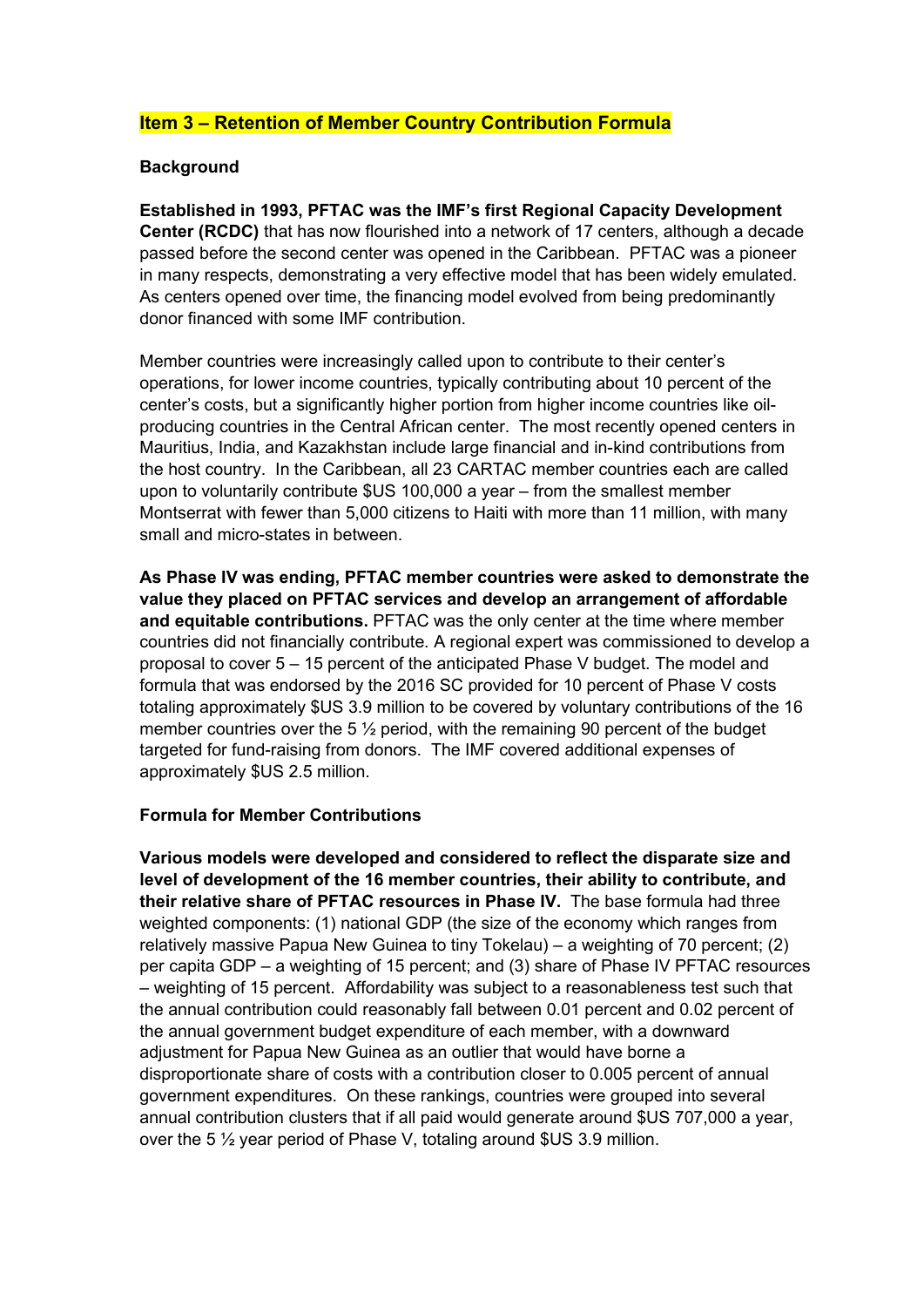## Item 3 – Retention of Member Country Contribution Formula

**Background**

**Established in 1993, PFTAC was the IMF's first Regional Capacity Development Center (RCDC)** that has now flourished into a network of 17 centers, although a decade passed before the second center was opened in the Caribbean. PFTAC was a pioneer in many respects, demonstrating a very effective model that has been widely emulated. As centers opened over time, the financing model evolved from being predominantly donor financed with some IMF contribution.

Member countries were increasingly called upon to contribute to their center's operations, for lower income countries, typically contributing about 10 percent of the center's costs, but a significantly higher portion from higher income countries like oil-producing countries in the Central African center. The most recently opened centers in Mauritius, India, and Kazakhstan include large financial and in-kind contributions from the host country. In the Caribbean, all 23 CARTAC member countries each are called upon to voluntarily contribute $US 100,000 a year – from the smallest member Montserrat with fewer than 5,000 citizens to Haiti with more than 11 million, with many small and micro-states in between.

**As Phase IV was ending, PFTAC member countries were asked to demonstrate the value they placed on PFTAC services and develop an arrangement of affordable and equitable contributions.** PFTAC was the only center at the time where member countries did not financially contribute. A regional expert was commissioned to develop a proposal to cover 5 – 15 percent of the anticipated Phase V budget. The model and formula that was endorsed by the 2016 SC provided for 10 percent of Phase V costs totaling approximately $US 3.9 million to be covered by voluntary contributions of the 16 member countries over the 5 ½ period, with the remaining 90 percent of the budget targeted for fund-raising from donors. The IMF covered additional expenses of approximately $US 2.5 million.

**Formula for Member Contributions**

**Various models were developed and considered to reflect the disparate size and level of development of the 16 member countries, their ability to contribute, and their relative share of PFTAC resources in Phase IV.** The base formula had three weighted components: (1) national GDP (the size of the economy which ranges from relatively massive Papua New Guinea to tiny Tokelau) – a weighting of 70 percent; (2) per capita GDP – a weighting of 15 percent; and (3) share of Phase IV PFTAC resources – weighting of 15 percent. Affordability was subject to a reasonableness test such that the annual contribution could reasonably fall between 0.01 percent and 0.02 percent of the annual government budget expenditure of each member, with a downward adjustment for Papua New Guinea as an outlier that would have borne a disproportionate share of costs with a contribution closer to 0.005 percent of annual government expenditures. On these rankings, countries were grouped into several annual contribution clusters that if all paid would generate around $US 707,000 a year, over the 5 ½ year period of Phase V, totaling around $US 3.9 million.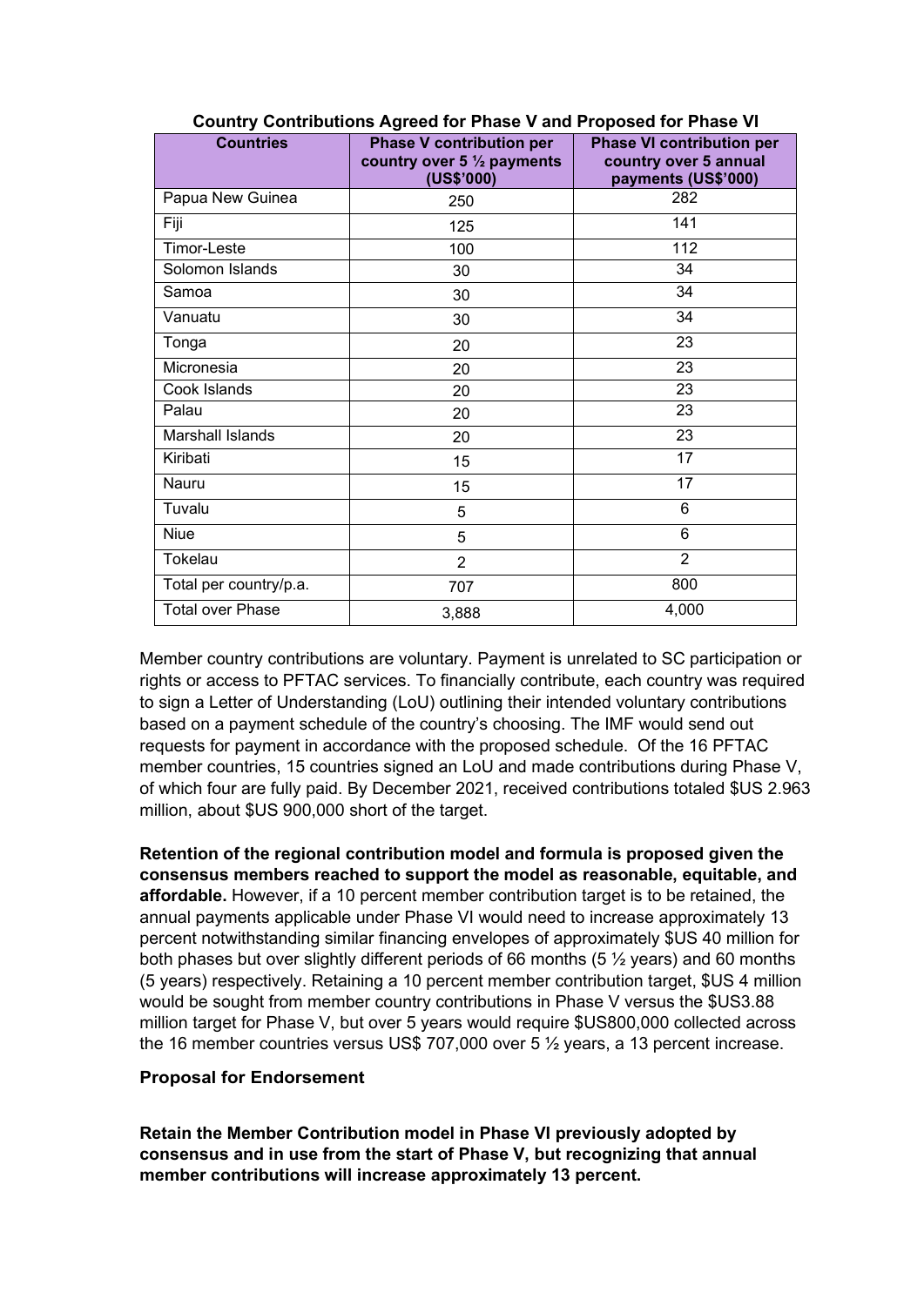**Country Contributions Agreed for Phase V and Proposed for Phase VI**

| Countries | Phase V contribution per country over 5 ½ payments (US$'000) | Phase VI contribution per country over 5 annual payments (US$'000) |
|---|---|---|
| Papua New Guinea | 250 | 282 |
| Fiji | 125 | 141 |
| Timor-Leste | 100 | 112 |
| Solomon Islands | 30 | 34 |
| Samoa | 30 | 34 |
| Vanuatu | 30 | 34 |
| Tonga | 20 | 23 |
| Micronesia | 20 | 23 |
| Cook Islands | 20 | 23 |
| Palau | 20 | 23 |
| Marshall Islands | 20 | 23 |
| Kiribati | 15 | 17 |
| Nauru | 15 | 17 |
| Tuvalu | 5 | 6 |
| Niue | 5 | 6 |
| Tokelau | 2 | 2 |
| Total per country/p.a. | 707 | 800 |
| Total over Phase | 3,888 | 4,000 |

Member country contributions are voluntary. Payment is unrelated to SC participation or rights or access to PFTAC services. To financially contribute, each country was required to sign a Letter of Understanding (LoU) outlining their intended voluntary contributions based on a payment schedule of the country's choosing. The IMF would send out requests for payment in accordance with the proposed schedule. Of the 16 PFTAC member countries, 15 countries signed an LoU and made contributions during Phase V, of which four are fully paid. By December 2021, received contributions totaled $US 2.963 million, about $US 900,000 short of the target.

**Retention of the regional contribution model and formula is proposed given the consensus members reached to support the model as reasonable, equitable, and affordable.** However, if a 10 percent member contribution target is to be retained, the annual payments applicable under Phase VI would need to increase approximately 13 percent notwithstanding similar financing envelopes of approximately $US 40 million for both phases but over slightly different periods of 66 months (5 ½ years) and 60 months (5 years) respectively. Retaining a 10 percent member contribution target, $US 4 million would be sought from member country contributions in Phase V versus the $US3.88 million target for Phase V, but over 5 years would require $US800,000 collected across the 16 member countries versus US$ 707,000 over 5 ½ years, a 13 percent increase.

**Proposal for Endorsement**

**Retain the Member Contribution model in Phase VI previously adopted by consensus and in use from the start of Phase V, but recognizing that annual member contributions will increase approximately 13 percent.**